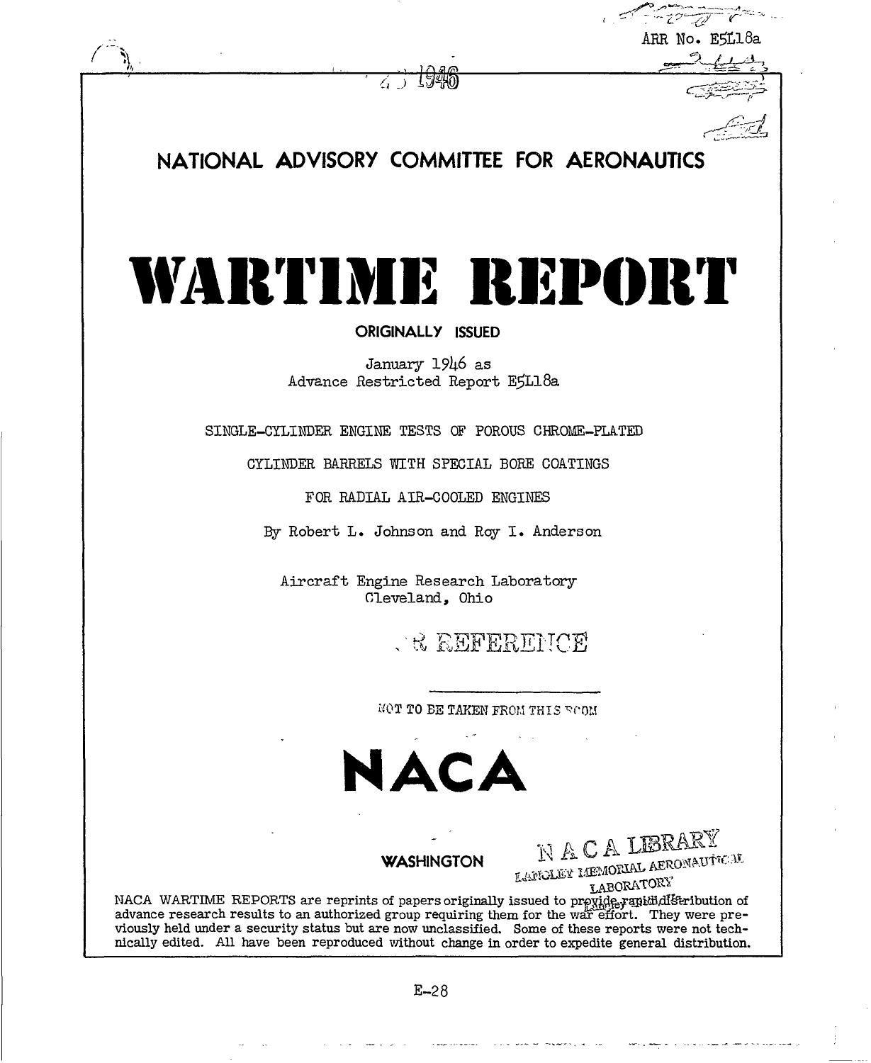ARR No. E5L18a

# NATIONAL ADVISORY COMMITTEE FOR AERONAUTICS

# WARTIME REPORT

**ORIGINALLY ISSUED**

January 1946 as
Advance Restricted Report E5L18a

SINGLE-CYLINDER ENGINE TESTS OF POROUS CHROME-PLATED

CYLINDER BARRELS WITH SPECIAL BORE COATINGS

FOR RADIAL AIR-COOLED ENGINES

By Robert L. Johnson and Roy I. Anderson

Aircraft Engine Research Laboratory
Cleveland, Ohio

**NACA**

**WASHINGTON**

NACA WARTIME REPORTS are reprints of papers originally issued to provide rapid distribution of advance research results to an authorized group requiring them for the war effort. They were previously held under a security status but are now unclassified. Some of these reports were not technically edited. All have been reproduced without change in order to expedite general distribution.

E-28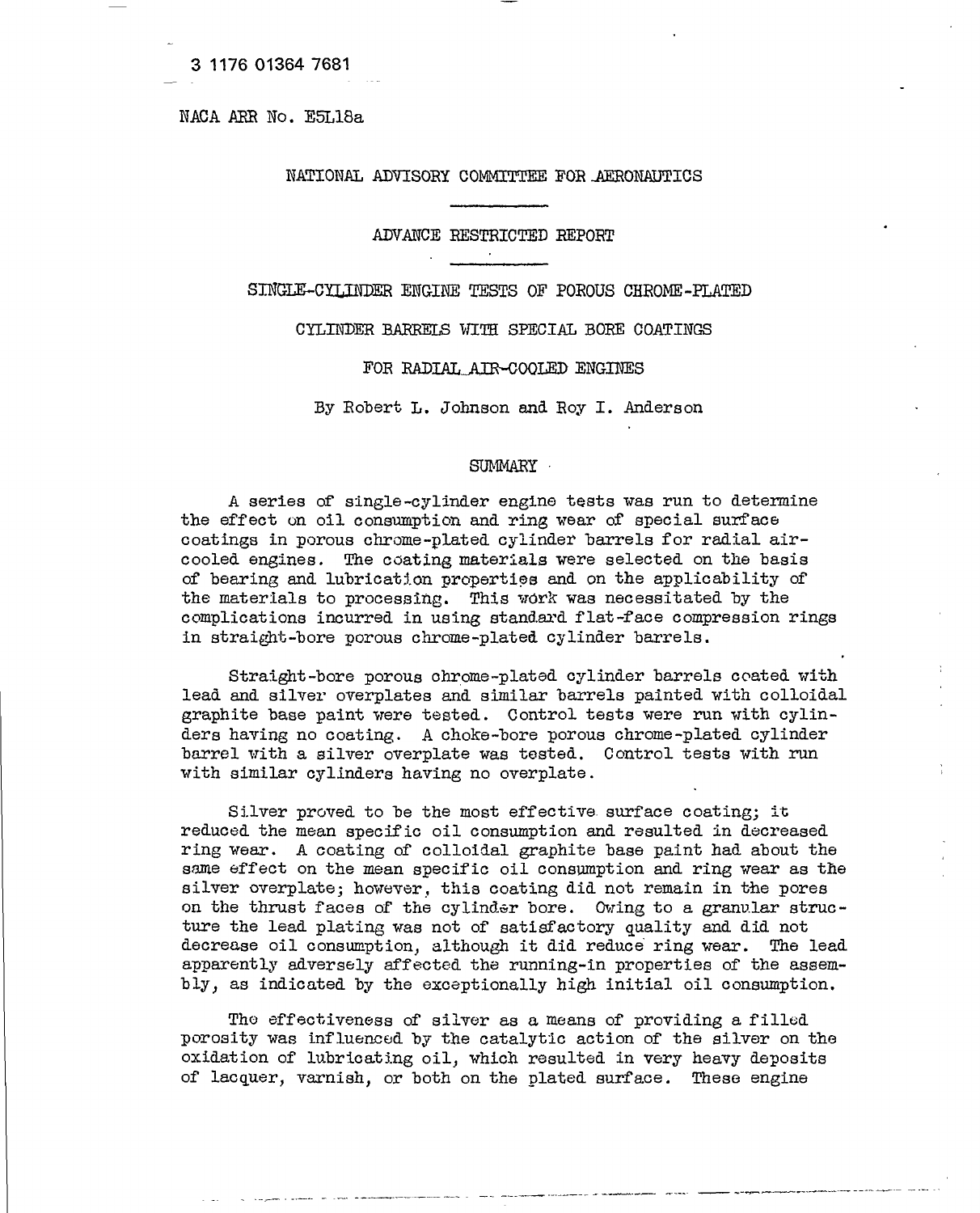3 1176 01364 7681

NACA ARR No. E5L18a

NATIONAL ADVISORY COMMITTEE FOR AERONAUTICS

ADVANCE RESTRICTED REPORT

# SINGLE-CYLINDER ENGINE TESTS OF POROUS CHROME-PLATED CYLINDER BARRELS WITH SPECIAL BORE COATINGS FOR RADIAL AIR-COOLED ENGINES

By Robert L. Johnson and Roy I. Anderson

## SUMMARY

A series of single-cylinder engine tests was run to determine the effect on oil consumption and ring wear of special surface coatings in porous chrome-plated cylinder barrels for radial air-cooled engines. The coating materials were selected on the basis of bearing and lubrication properties and on the applicability of the materials to processing. This work was necessitated by the complications incurred in using standard flat-face compression rings in straight-bore porous chrome-plated cylinder barrels.

Straight-bore porous chrome-plated cylinder barrels coated with lead and silver overplates and similar barrels painted with colloidal graphite base paint were tested. Control tests were run with cylinders having no coating. A choke-bore porous chrome-plated cylinder barrel with a silver overplate was tested. Control tests with run with similar cylinders having no overplate.

Silver proved to be the most effective surface coating; it reduced the mean specific oil consumption and resulted in decreased ring wear. A coating of colloidal graphite base paint had about the same effect on the mean specific oil consumption and ring wear as the silver overplate; however, this coating did not remain in the pores on the thrust faces of the cylinder bore. Owing to a granular structure the lead plating was not of satisfactory quality and did not decrease oil consumption, although it did reduce ring wear. The lead apparently adversely affected the running-in properties of the assembly, as indicated by the exceptionally high initial oil consumption.

The effectiveness of silver as a means of providing a filled porosity was influenced by the catalytic action of the silver on the oxidation of lubricating oil, which resulted in very heavy deposits of lacquer, varnish, or both on the plated surface. These engine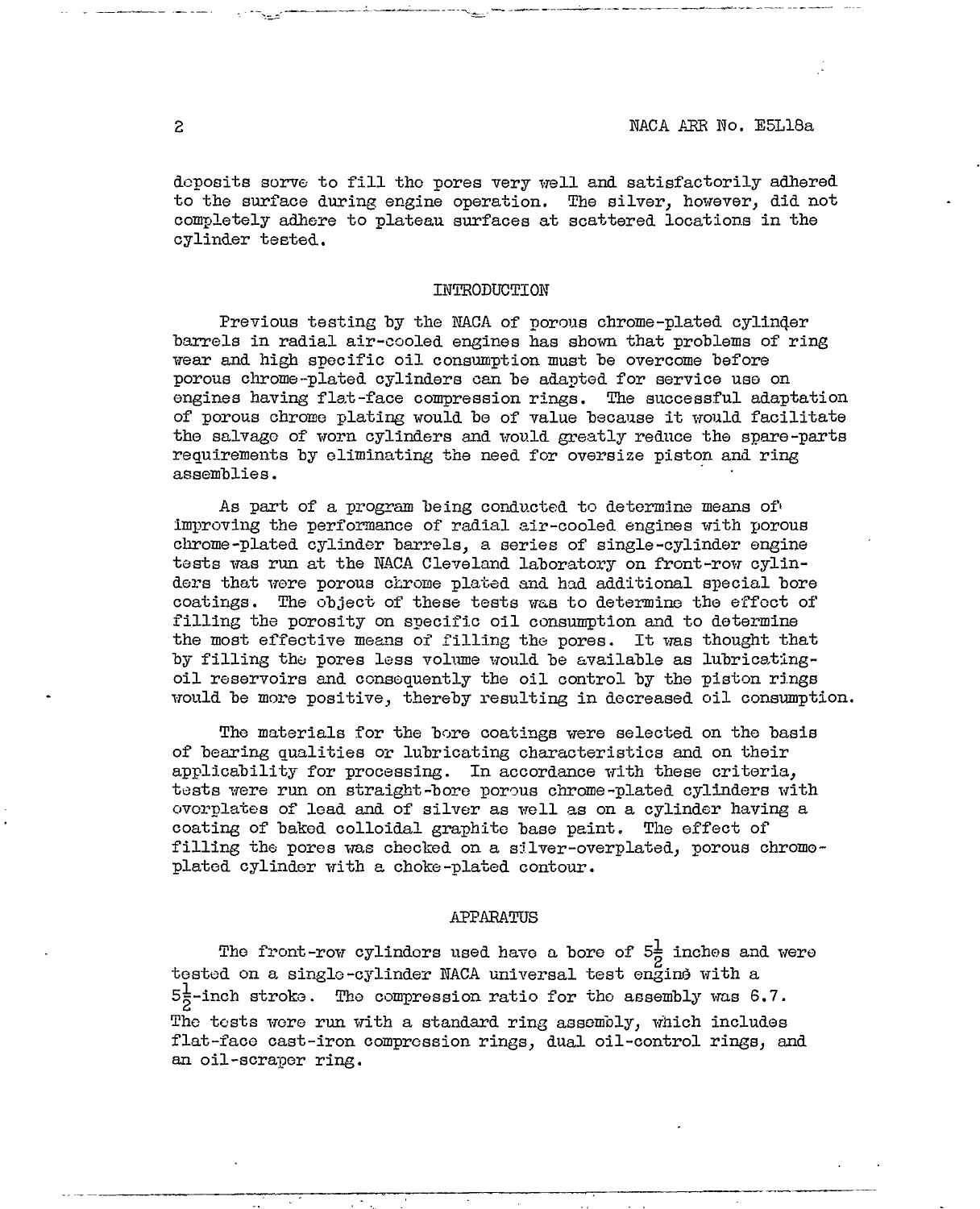deposits serve to fill the pores very well and satisfactorily adhered to the surface during engine operation. The silver, however, did not completely adhere to plateau surfaces at scattered locations in the cylinder tested.

## INTRODUCTION

Previous testing by the NACA of porous chrome-plated cylinder barrels in radial air-cooled engines has shown that problems of ring wear and high specific oil consumption must be overcome before porous chrome-plated cylinders can be adapted for service use on engines having flat-face compression rings. The successful adaptation of porous chrome plating would be of value because it would facilitate the salvage of worn cylinders and would greatly reduce the spare-parts requirements by eliminating the need for oversize piston and ring assemblies.

As part of a program being conducted to determine means of improving the performance of radial air-cooled engines with porous chrome-plated cylinder barrels, a series of single-cylinder engine tests was run at the NACA Cleveland laboratory on front-row cylinders that were porous chrome plated and had additional special bore coatings. The object of these tests was to determine the effect of filling the porosity on specific oil consumption and to determine the most effective means of filling the pores. It was thought that by filling the pores less volume would be available as lubricating-oil reservoirs and consequently the oil control by the piston rings would be more positive, thereby resulting in decreased oil consumption.

The materials for the bore coatings were selected on the basis of bearing qualities or lubricating characteristics and on their applicability for processing. In accordance with these criteria, tests were run on straight-bore porous chrome-plated cylinders with overplates of lead and of silver as well as on a cylinder having a coating of baked colloidal graphite base paint. The effect of filling the pores was checked on a silver-overplated, porous chrome-plated cylinder with a choke-plated contour.

## APPARATUS

The front-row cylinders used have a bore of $5\frac{1}{2}$ inches and were tested on a single-cylinder NACA universal test engine with a $5\frac{1}{2}$-inch stroke. The compression ratio for the assembly was 6.7. The tests were run with a standard ring assembly, which includes flat-face cast-iron compression rings, dual oil-control rings, and an oil-scraper ring.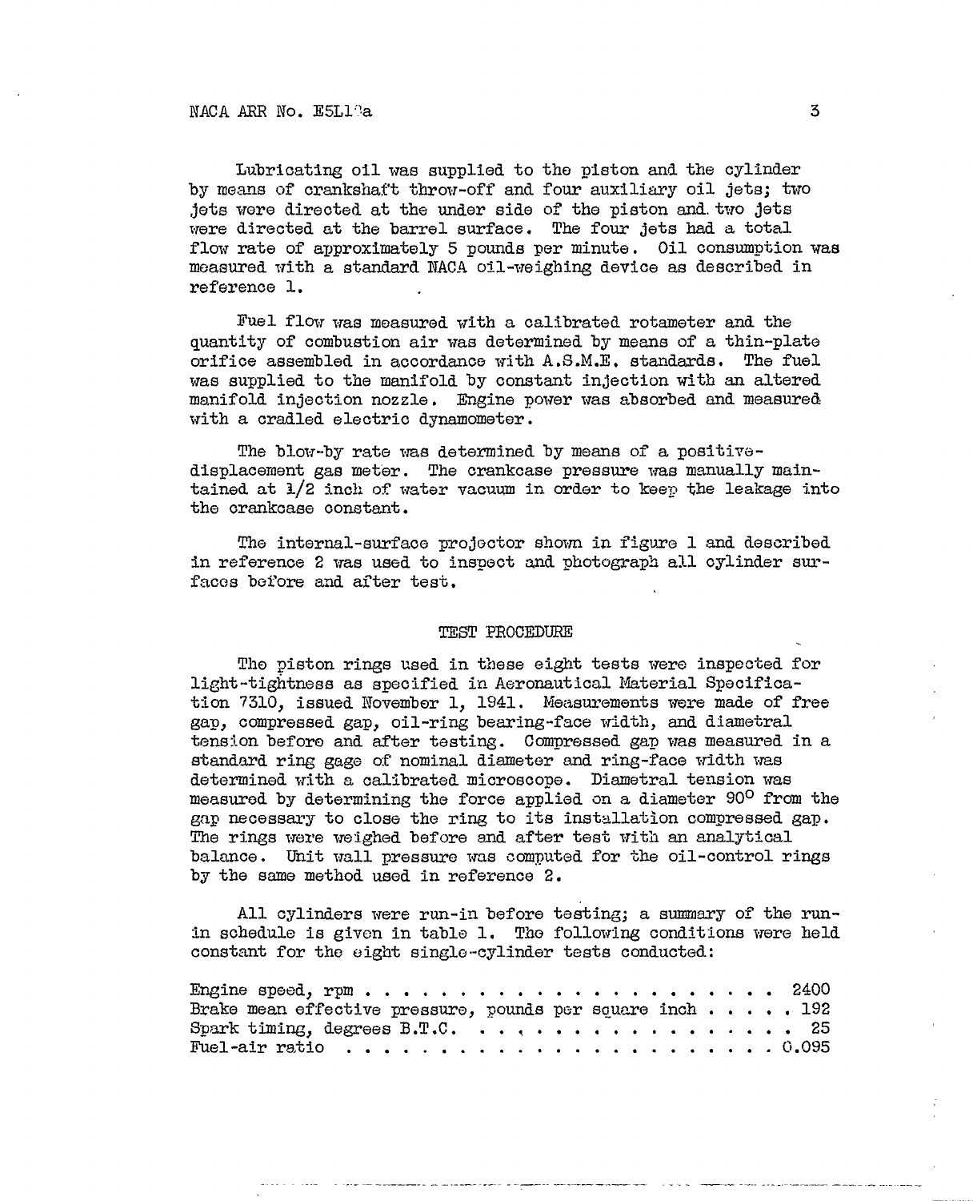Lubricating oil was supplied to the piston and the cylinder by means of crankshaft throw-off and four auxiliary oil jets; two jets were directed at the under side of the piston and two jets were directed at the barrel surface. The four jets had a total flow rate of approximately 5 pounds per minute. Oil consumption was measured with a standard NACA oil-weighing device as described in reference 1.

Fuel flow was measured with a calibrated rotameter and the quantity of combustion air was determined by means of a thin-plate orifice assembled in accordance with A.S.M.E. standards. The fuel was supplied to the manifold by constant injection with an altered manifold injection nozzle. Engine power was absorbed and measured with a cradled electric dynamometer.

The blow-by rate was determined by means of a positive-displacement gas meter. The crankcase pressure was manually maintained at 1/2 inch of water vacuum in order to keep the leakage into the crankcase constant.

The internal-surface projector shown in figure 1 and described in reference 2 was used to inspect and photograph all cylinder surfaces before and after test.

## TEST PROCEDURE

The piston rings used in these eight tests were inspected for light-tightness as specified in Aeronautical Material Specification 7310, issued November 1, 1941. Measurements were made of free gap, compressed gap, oil-ring bearing-face width, and diametral tension before and after testing. Compressed gap was measured in a standard ring gage of nominal diameter and ring-face width was determined with a calibrated microscope. Diametral tension was measured by determining the force applied on a diameter 90° from the gap necessary to close the ring to its installation compressed gap. The rings were weighed before and after test with an analytical balance. Unit wall pressure was computed for the oil-control rings by the same method used in reference 2.

All cylinders were run-in before testing; a summary of the run-in schedule is given in table 1. The following conditions were held constant for the eight single-cylinder tests conducted:

| | |
|---|---|
| Engine speed, rpm | 2400 |
| Brake mean effective pressure, pounds per square inch | 192 |
| Spark timing, degrees B.T.C. | 25 |
| Fuel-air ratio | 0.095 |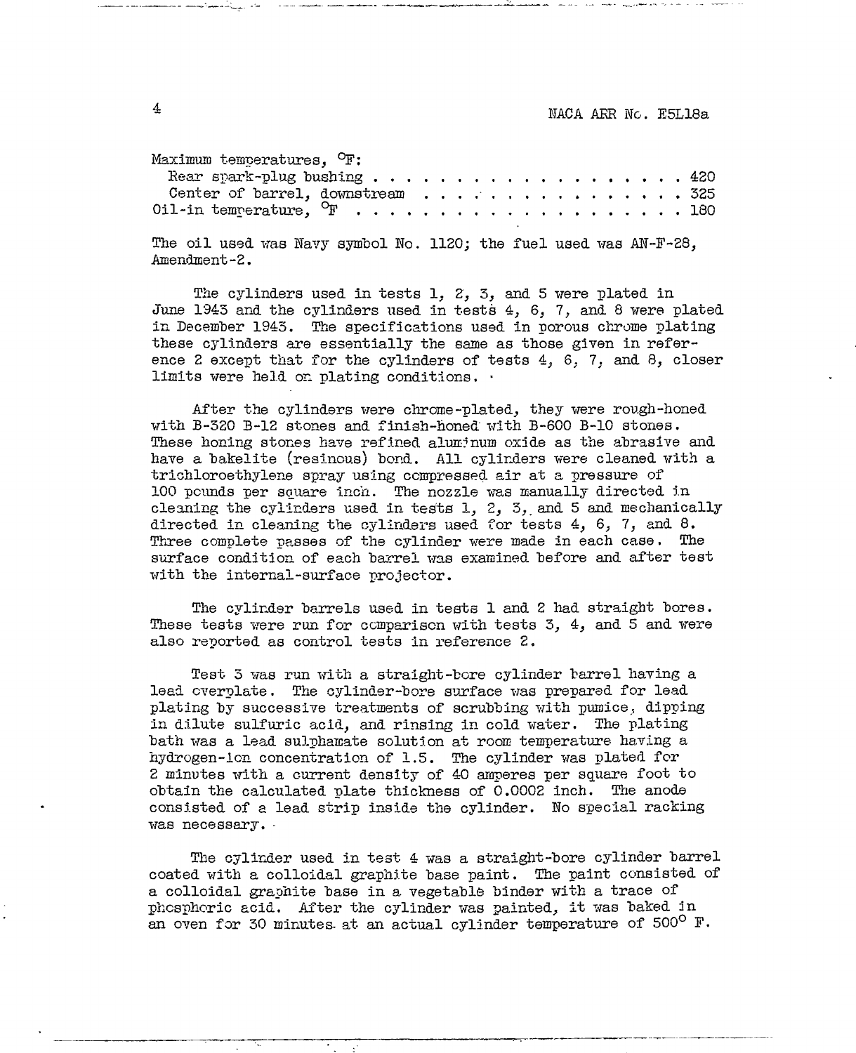Maximum temperatures, °F:

Rear spark-plug bushing . . . . . . . . . . . . . . . . . . . . . 420
Center of barrel, downstream . . . . . . . . . . . . . . . . . 325
Oil-in temperature, °F . . . . . . . . . . . . . . . . . . . . . . 180

The oil used was Navy symbol No. 1120; the fuel used was AN-F-28, Amendment-2.

The cylinders used in tests 1, 2, 3, and 5 were plated in June 1943 and the cylinders used in tests 4, 6, 7, and 8 were plated in December 1943. The specifications used in porous chrome plating these cylinders are essentially the same as those given in reference 2 except that for the cylinders of tests 4, 6, 7, and 8, closer limits were held on plating conditions.

After the cylinders were chrome-plated, they were rough-honed with B-320 B-12 stones and finish-honed with B-600 B-10 stones. These honing stones have refined aluminum oxide as the abrasive and have a bakelite (resinous) bond. All cylinders were cleaned with a trichloroethylene spray using compressed air at a pressure of 100 pounds per square inch. The nozzle was manually directed in cleaning the cylinders used in tests 1, 2, 3, and 5 and mechanically directed in cleaning the cylinders used for tests 4, 6, 7, and 8. Three complete passes of the cylinder were made in each case. The surface condition of each barrel was examined before and after test with the internal-surface projector.

The cylinder barrels used in tests 1 and 2 had straight bores. These tests were run for comparison with tests 3, 4, and 5 and were also reported as control tests in reference 2.

Test 3 was run with a straight-bore cylinder barrel having a lead overplate. The cylinder-bore surface was prepared for lead plating by successive treatments of scrubbing with pumice, dipping in dilute sulfuric acid, and rinsing in cold water. The plating bath was a lead sulphamate solution at room temperature having a hydrogen-ion concentration of 1.5. The cylinder was plated for 2 minutes with a current density of 40 amperes per square foot to obtain the calculated plate thickness of 0.0002 inch. The anode consisted of a lead strip inside the cylinder. No special racking was necessary.

The cylinder used in test 4 was a straight-bore cylinder barrel coated with a colloidal graphite base paint. The paint consisted of a colloidal graphite base in a vegetable binder with a trace of phosphoric acid. After the cylinder was painted, it was baked in an oven for 30 minutes at an actual cylinder temperature of 500° F.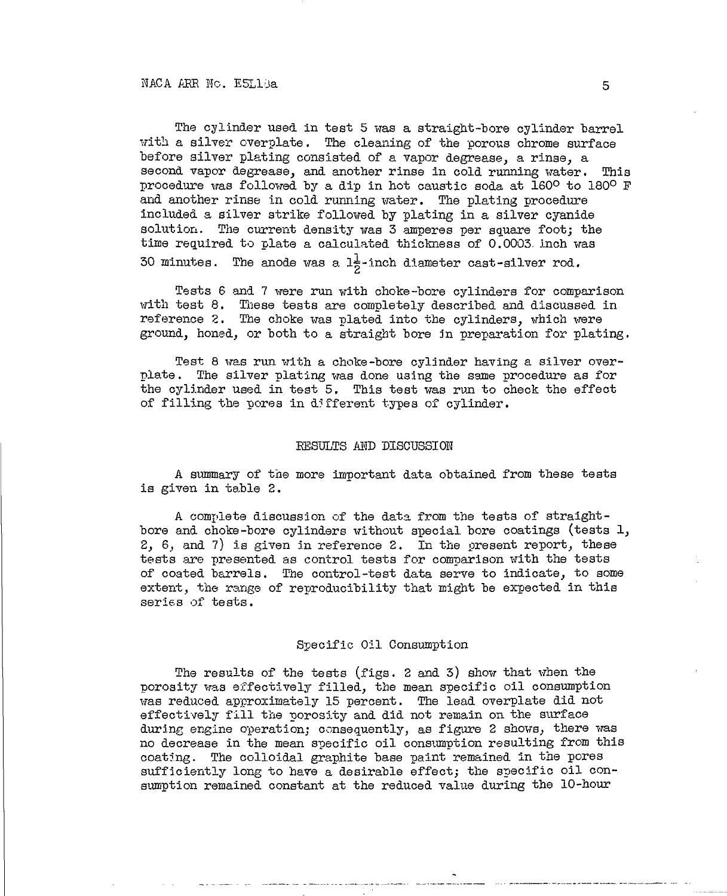The cylinder used in test 5 was a straight-bore cylinder barrel with a silver overplate. The cleaning of the porous chrome surface before silver plating consisted of a vapor degrease, a rinse, a second vapor degrease, and another rinse in cold running water. This procedure was followed by a dip in hot caustic soda at 160° to 180° F and another rinse in cold running water. The plating procedure included a silver strike followed by plating in a silver cyanide solution. The current density was 3 amperes per square foot; the time required to plate a calculated thickness of 0.0003 inch was 30 minutes. The anode was a $1\frac{1}{2}$-inch diameter cast-silver rod.

Tests 6 and 7 were run with choke-bore cylinders for comparison with test 8. These tests are completely described and discussed in reference 2. The choke was plated into the cylinders, which were ground, honed, or both to a straight bore in preparation for plating.

Test 8 was run with a choke-bore cylinder having a silver overplate. The silver plating was done using the same procedure as for the cylinder used in test 5. This test was run to check the effect of filling the pores in different types of cylinder.

## RESULTS AND DISCUSSION

A summary of the more important data obtained from these tests is given in table 2.

A complete discussion of the data from the tests of straight-bore and choke-bore cylinders without special bore coatings (tests 1, 2, 6, and 7) is given in reference 2. In the present report, these tests are presented as control tests for comparison with the tests of coated barrels. The control-test data serve to indicate, to some extent, the range of reproducibility that might be expected in this series of tests.

### Specific Oil Consumption

The results of the tests (figs. 2 and 3) show that when the porosity was effectively filled, the mean specific oil consumption was reduced approximately 15 percent. The lead overplate did not effectively fill the porosity and did not remain on the surface during engine operation; consequently, as figure 2 shows, there was no decrease in the mean specific oil consumption resulting from this coating. The colloidal graphite base paint remained in the pores sufficiently long to have a desirable effect; the specific oil consumption remained constant at the reduced value during the 10-hour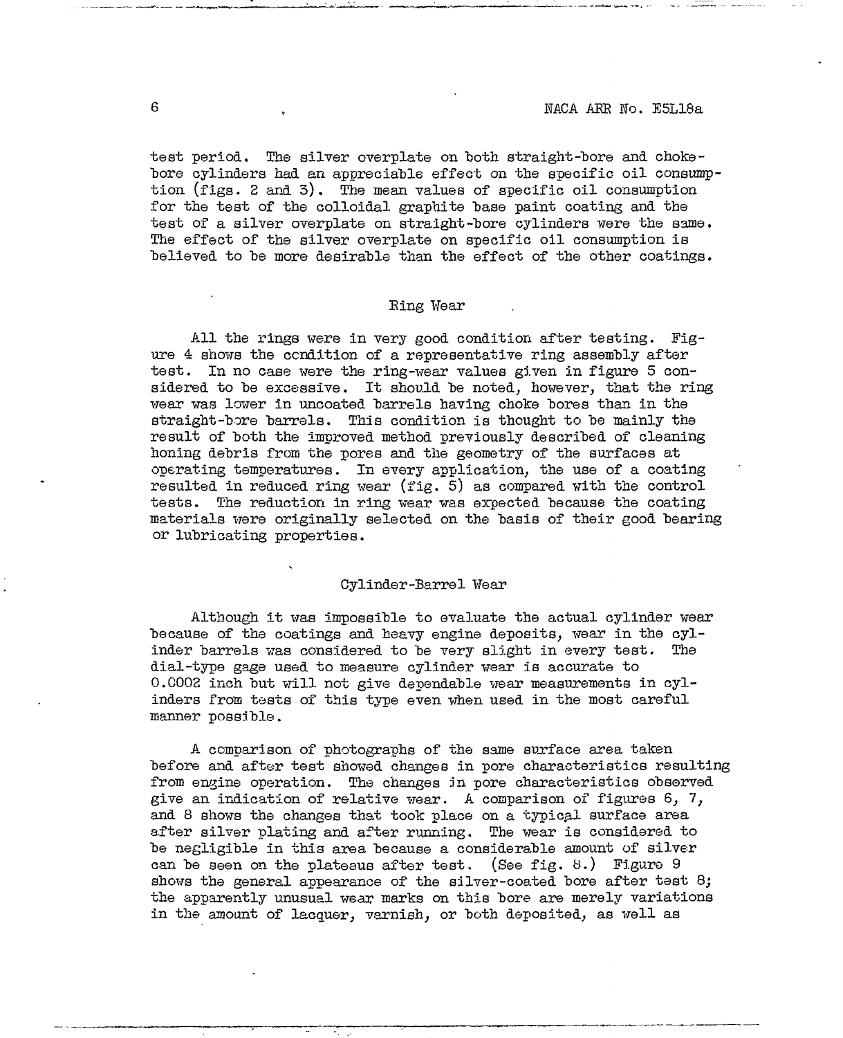test period. The silver overplate on both straight-bore and choke-bore cylinders had an appreciable effect on the specific oil consumption (figs. 2 and 3). The mean values of specific oil consumption for the test of the colloidal graphite base paint coating and the test of a silver overplate on straight-bore cylinders were the same. The effect of the silver overplate on specific oil consumption is believed to be more desirable than the effect of the other coatings.

## Ring Wear

All the rings were in very good condition after testing. Figure 4 shows the condition of a representative ring assembly after test. In no case were the ring-wear values given in figure 5 considered to be excessive. It should be noted, however, that the ring wear was lower in uncoated barrels having choke bores than in the straight-bore barrels. This condition is thought to be mainly the result of both the improved method previously described of cleaning honing debris from the pores and the geometry of the surfaces at operating temperatures. In every application, the use of a coating resulted in reduced ring wear (fig. 5) as compared with the control tests. The reduction in ring wear was expected because the coating materials were originally selected on the basis of their good bearing or lubricating properties.

## Cylinder-Barrel Wear

Although it was impossible to evaluate the actual cylinder wear because of the coatings and heavy engine deposits, wear in the cylinder barrels was considered to be very slight in every test. The dial-type gage used to measure cylinder wear is accurate to 0.0002 inch but will not give dependable wear measurements in cylinders from tests of this type even when used in the most careful manner possible.

A comparison of photographs of the same surface area taken before and after test showed changes in pore characteristics resulting from engine operation. The changes in pore characteristics observed give an indication of relative wear. A comparison of figures 6, 7, and 8 shows the changes that took place on a typical surface area after silver plating and after running. The wear is considered to be negligible in this area because a considerable amount of silver can be seen on the plateaus after test. (See fig. 8.) Figure 9 shows the general appearance of the silver-coated bore after test 8; the apparently unusual wear marks on this bore are merely variations in the amount of lacquer, varnish, or both deposited, as well as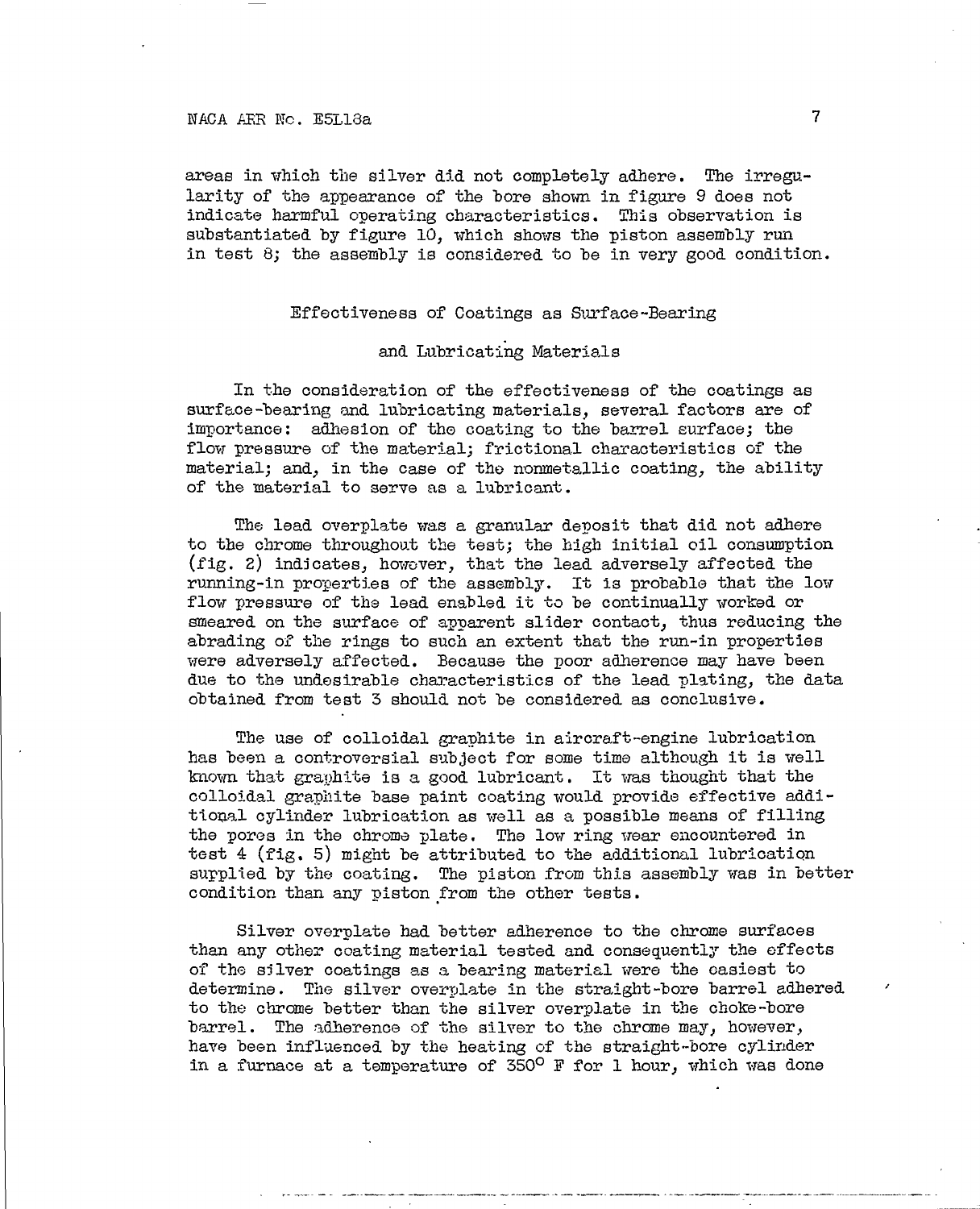areas in which the silver did not completely adhere. The irregularity of the appearance of the bore shown in figure 9 does not indicate harmful operating characteristics. This observation is substantiated by figure 10, which shows the piston assembly run in test 8; the assembly is considered to be in very good condition.

## Effectiveness of Coatings as Surface-Bearing and Lubricating Materials

In the consideration of the effectiveness of the coatings as surface-bearing and lubricating materials, several factors are of importance: adhesion of the coating to the barrel surface; the flow pressure of the material; frictional characteristics of the material; and, in the case of the nonmetallic coating, the ability of the material to serve as a lubricant.

The lead overplate was a granular deposit that did not adhere to the chrome throughout the test; the high initial oil consumption (fig. 2) indicates, however, that the lead adversely affected the running-in properties of the assembly. It is probable that the low flow pressure of the lead enabled it to be continually worked or smeared on the surface of apparent slider contact, thus reducing the abrading of the rings to such an extent that the run-in properties were adversely affected. Because the poor adherence may have been due to the undesirable characteristics of the lead plating, the data obtained from test 3 should not be considered as conclusive.

The use of colloidal graphite in aircraft-engine lubrication has been a controversial subject for some time although it is well known that graphite is a good lubricant. It was thought that the colloidal graphite base paint coating would provide effective additional cylinder lubrication as well as a possible means of filling the pores in the chrome plate. The low ring wear encountered in test 4 (fig. 5) might be attributed to the additional lubrication supplied by the coating. The piston from this assembly was in better condition than any piston from the other tests.

Silver overplate had better adherence to the chrome surfaces than any other coating material tested and consequently the effects of the silver coatings as a bearing material were the easiest to determine. The silver overplate in the straight-bore barrel adhered to the chrome better than the silver overplate in the choke-bore barrel. The adherence of the silver to the chrome may, however, have been influenced by the heating of the straight-bore cylinder in a furnace at a temperature of 350° F for 1 hour, which was done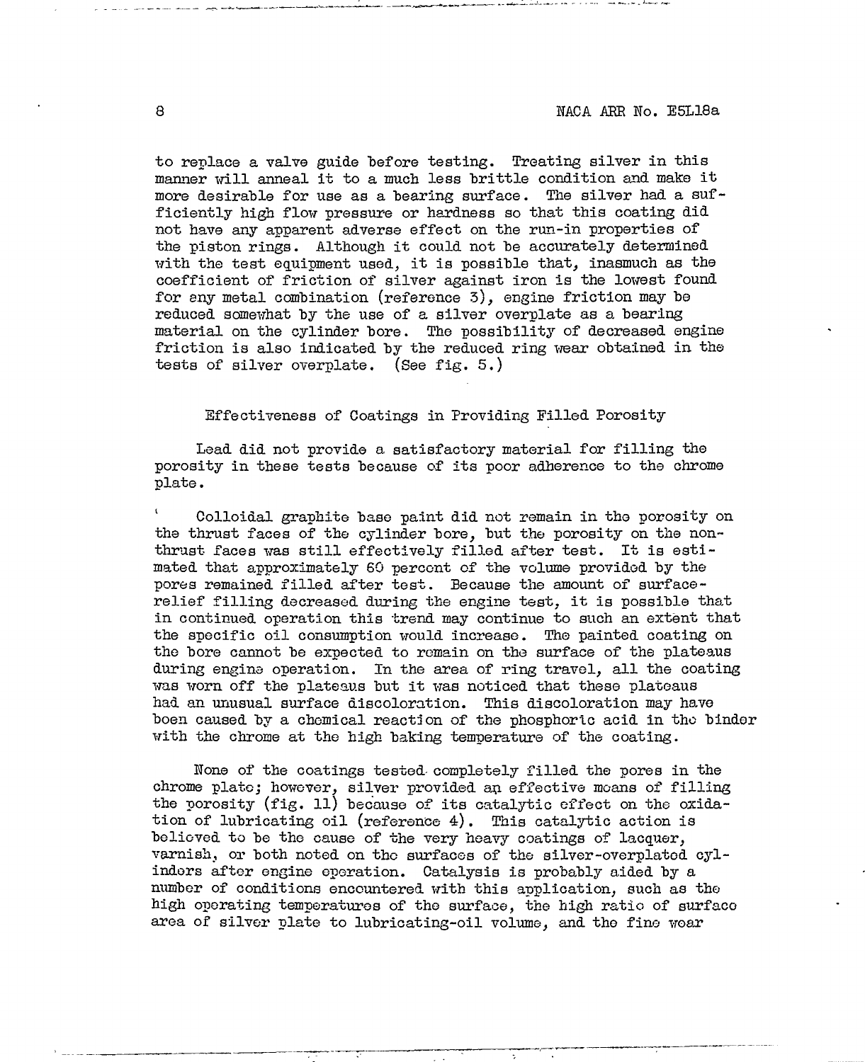to replace a valve guide before testing. Treating silver in this manner will anneal it to a much less brittle condition and make it more desirable for use as a bearing surface. The silver had a sufficiently high flow pressure or hardness so that this coating did not have any apparent adverse effect on the run-in properties of the piston rings. Although it could not be accurately determined with the test equipment used, it is possible that, inasmuch as the coefficient of friction of silver against iron is the lowest found for any metal combination (reference 3), engine friction may be reduced somewhat by the use of a silver overplate as a bearing material on the cylinder bore. The possibility of decreased engine friction is also indicated by the reduced ring wear obtained in the tests of silver overplate. (See fig. 5.)

## Effectiveness of Coatings in Providing Filled Porosity

Lead did not provide a satisfactory material for filling the porosity in these tests because of its poor adherence to the chrome plate.

Colloidal graphite base paint did not remain in the porosity on the thrust faces of the cylinder bore, but the porosity on the non-thrust faces was still effectively filled after test. It is estimated that approximately 60 percent of the volume provided by the pores remained filled after test. Because the amount of surface-relief filling decreased during the engine test, it is possible that in continued operation this trend may continue to such an extent that the specific oil consumption would increase. The painted coating on the bore cannot be expected to remain on the surface of the plateaus during engine operation. In the area of ring travel, all the coating was worn off the plateaus but it was noticed that these plateaus had an unusual surface discoloration. This discoloration may have been caused by a chemical reaction of the phosphoric acid in the binder with the chrome at the high baking temperature of the coating.

None of the coatings tested completely filled the pores in the chrome plate; however, silver provided an effective means of filling the porosity (fig. 11) because of its catalytic effect on the oxidation of lubricating oil (reference 4). This catalytic action is believed to be the cause of the very heavy coatings of lacquer, varnish, or both noted on the surfaces of the silver-overplated cylinders after engine operation. Catalysis is probably aided by a number of conditions encountered with this application, such as the high operating temperatures of the surface, the high ratio of surface area of silver plate to lubricating-oil volume, and the fine wear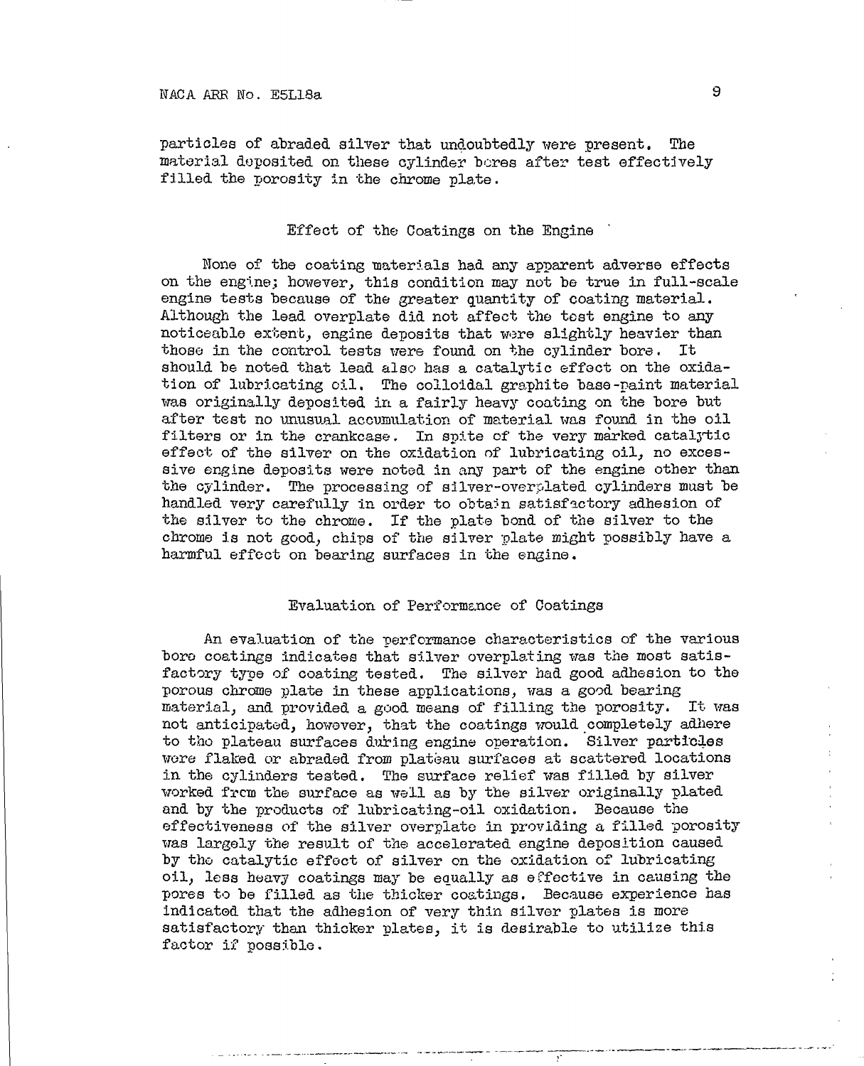particles of abraded silver that undoubtedly were present. The material deposited on these cylinder bores after test effectively filled the porosity in the chrome plate.

## Effect of the Coatings on the Engine

None of the coating materials had any apparent adverse effects on the engine; however, this condition may not be true in full-scale engine tests because of the greater quantity of coating material. Although the lead overplate did not affect the test engine to any noticeable extent, engine deposits that were slightly heavier than those in the control tests were found on the cylinder bore. It should be noted that lead also has a catalytic effect on the oxidation of lubricating oil. The colloidal graphite base-paint material was originally deposited in a fairly heavy coating on the bore but after test no unusual accumulation of material was found in the oil filters or in the crankcase. In spite of the very marked catalytic effect of the silver on the oxidation of lubricating oil, no excessive engine deposits were noted in any part of the engine other than the cylinder. The processing of silver-overplated cylinders must be handled very carefully in order to obtain satisfactory adhesion of the silver to the chrome. If the plate bond of the silver to the chrome is not good, chips of the silver plate might possibly have a harmful effect on bearing surfaces in the engine.

## Evaluation of Performance of Coatings

An evaluation of the performance characteristics of the various bore coatings indicates that silver overplating was the most satisfactory type of coating tested. The silver had good adhesion to the porous chrome plate in these applications, was a good bearing material, and provided a good means of filling the porosity. It was not anticipated, however, that the coatings would completely adhere to the plateau surfaces during engine operation. Silver particles were flaked or abraded from plateau surfaces at scattered locations in the cylinders tested. The surface relief was filled by silver worked from the surface as well as by the silver originally plated and by the products of lubricating-oil oxidation. Because the effectiveness of the silver overplate in providing a filled porosity was largely the result of the accelerated engine deposition caused by the catalytic effect of silver on the oxidation of lubricating oil, less heavy coatings may be equally as effective in causing the pores to be filled as the thicker coatings. Because experience has indicated that the adhesion of very thin silver plates is more satisfactory than thicker plates, it is desirable to utilize this factor if possible.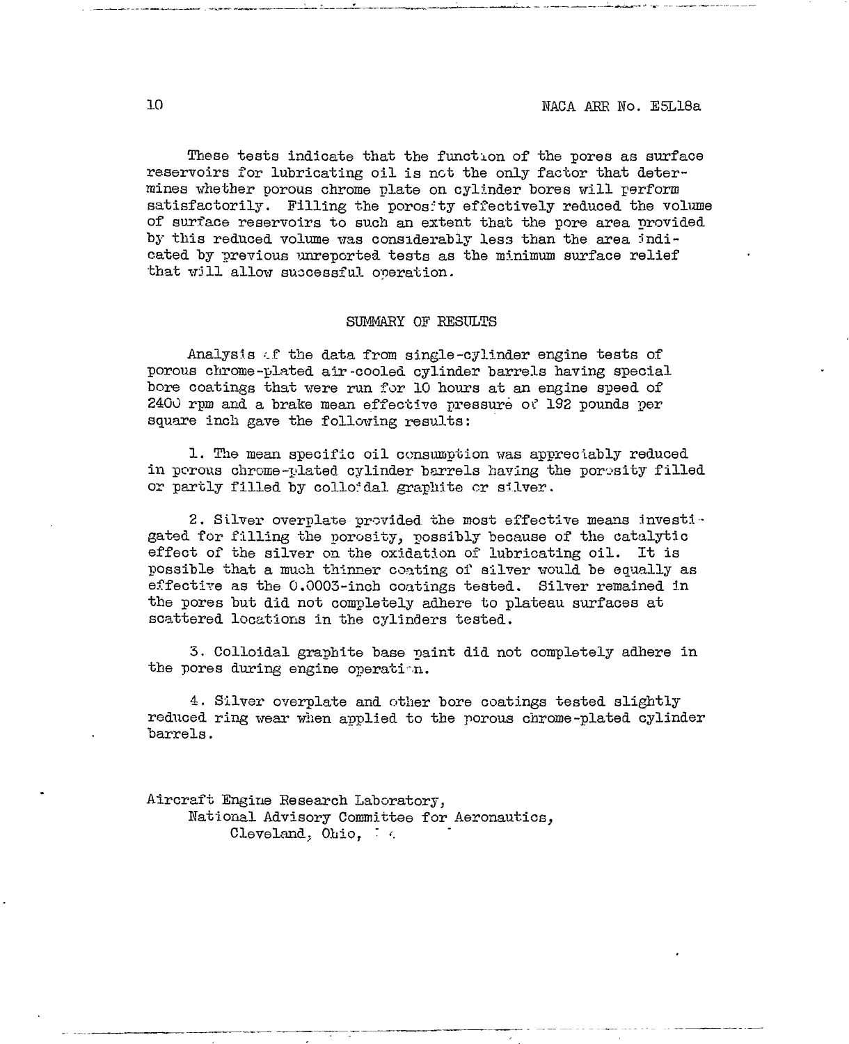These tests indicate that the function of the pores as surface reservoirs for lubricating oil is not the only factor that determines whether porous chrome plate on cylinder bores will perform satisfactorily. Filling the porosity effectively reduced the volume of surface reservoirs to such an extent that the pore area provided by this reduced volume was considerably less than the area indicated by previous unreported tests as the minimum surface relief that will allow successful operation.

## SUMMARY OF RESULTS

Analysis of the data from single-cylinder engine tests of porous chrome-plated air-cooled cylinder barrels having special bore coatings that were run for 10 hours at an engine speed of 2400 rpm and a brake mean effective pressure of 192 pounds per square inch gave the following results:

1. The mean specific oil consumption was appreciably reduced in porous chrome-plated cylinder barrels having the porosity filled or partly filled by colloidal graphite or silver.

2. Silver overplate provided the most effective means investigated for filling the porosity, possibly because of the catalytic effect of the silver on the oxidation of lubricating oil. It is possible that a much thinner coating of silver would be equally as effective as the 0.0003-inch coatings tested. Silver remained in the pores but did not completely adhere to plateau surfaces at scattered locations in the cylinders tested.

3. Colloidal graphite base paint did not completely adhere in the pores during engine operation.

4. Silver overplate and other bore coatings tested slightly reduced ring wear when applied to the porous chrome-plated cylinder barrels.

Aircraft Engine Research Laboratory,
National Advisory Committee for Aeronautics,
Cleveland, Ohio,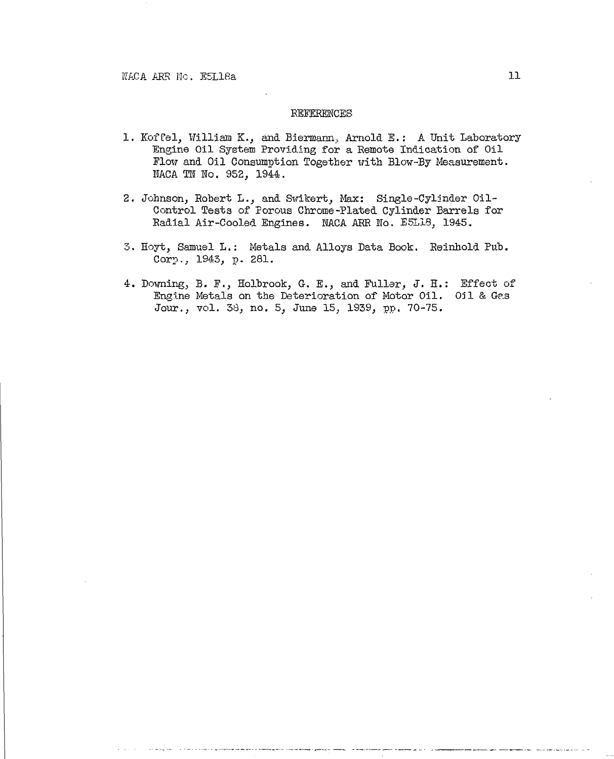## REFERENCES

1. Koffel, William K., and Biermann, Arnold E.: A Unit Laboratory Engine Oil System Providing for a Remote Indication of Oil Flow and Oil Consumption Together with Blow-By Measurement. NACA TN No. 952, 1944.

2. Johnson, Robert L., and Swikert, Max: Single-Cylinder Oil-Control Tests of Porous Chrome-Plated Cylinder Barrels for Radial Air-Cooled Engines. NACA ARR No. E5L18, 1945.

3. Hoyt, Samuel L.: Metals and Alloys Data Book. Reinhold Pub. Corp., 1943, p. 281.

4. Downing, B. F., Holbrook, G. E., and Fuller, J. H.: Effect of Engine Metals on the Deterioration of Motor Oil. Oil & Gas Jour., vol. 38, no. 5, June 15, 1939, pp. 70-75.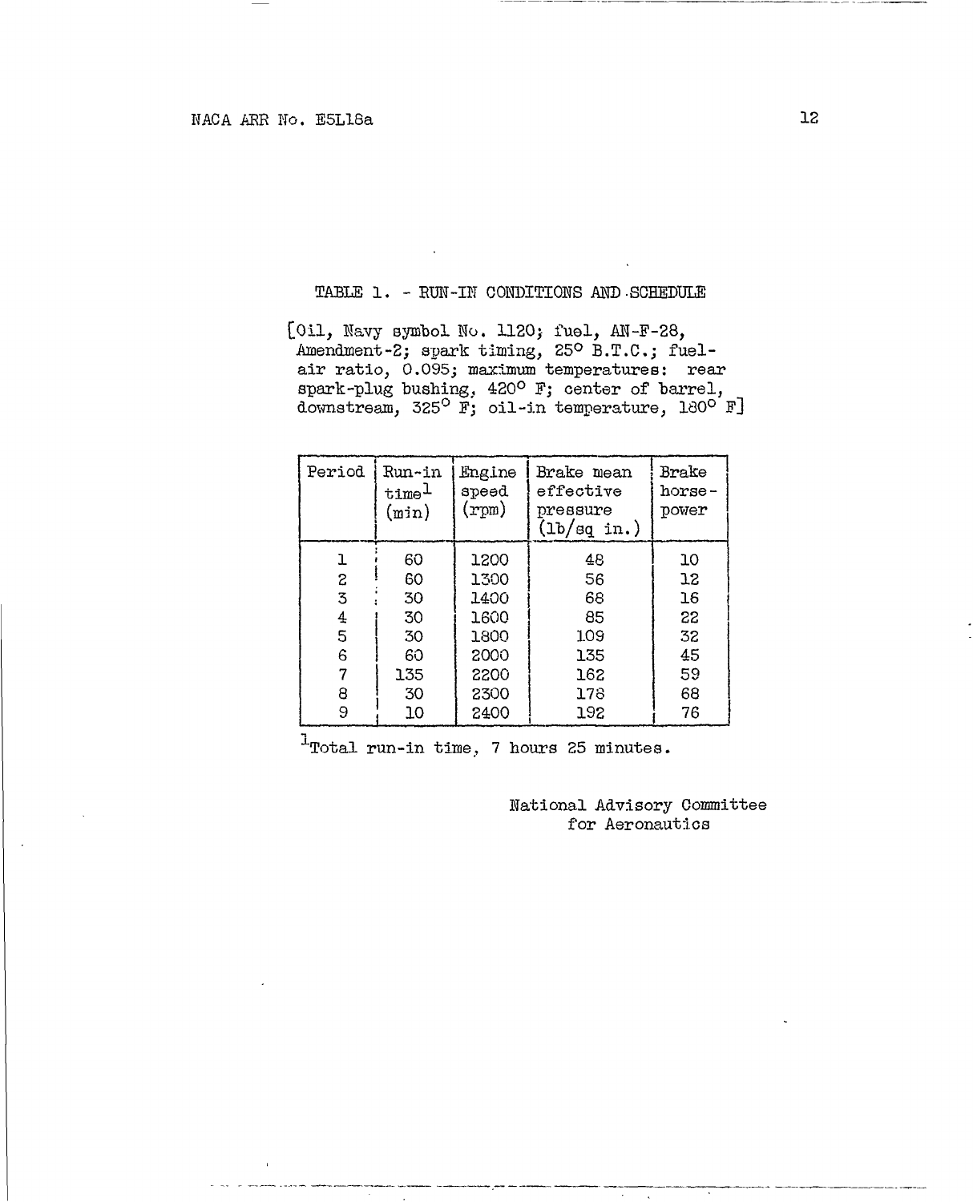TABLE 1. - RUN-IN CONDITIONS AND SCHEDULE

[Oil, Navy symbol No. 1120; fuel, AN-F-28, Amendment-2; spark timing, 25° B.T.C.; fuel-air ratio, 0.095; maximum temperatures: rear spark-plug bushing, 420° F; center of barrel, downstream, 325° F; oil-in temperature, 180° F]

| Period | Run-in time[1] (min) | Engine speed (rpm) | Brake mean effective pressure (lb/sq in.) | Brake horse-power |
|---|---|---|---|---|
| 1 | 60 | 1200 | 48 | 10 |
| 2 | 60 | 1300 | 56 | 12 |
| 3 | 30 | 1400 | 68 | 16 |
| 4 | 30 | 1600 | 85 | 22 |
| 5 | 30 | 1800 | 109 | 32 |
| 6 | 60 | 2000 | 135 | 45 |
| 7 | 135 | 2200 | 162 | 59 |
| 8 | 30 | 2300 | 178 | 68 |
| 9 | 10 | 2400 | 192 | 76 |

[1]Total run-in time, 7 hours 25 minutes.

National Advisory Committee for Aeronautics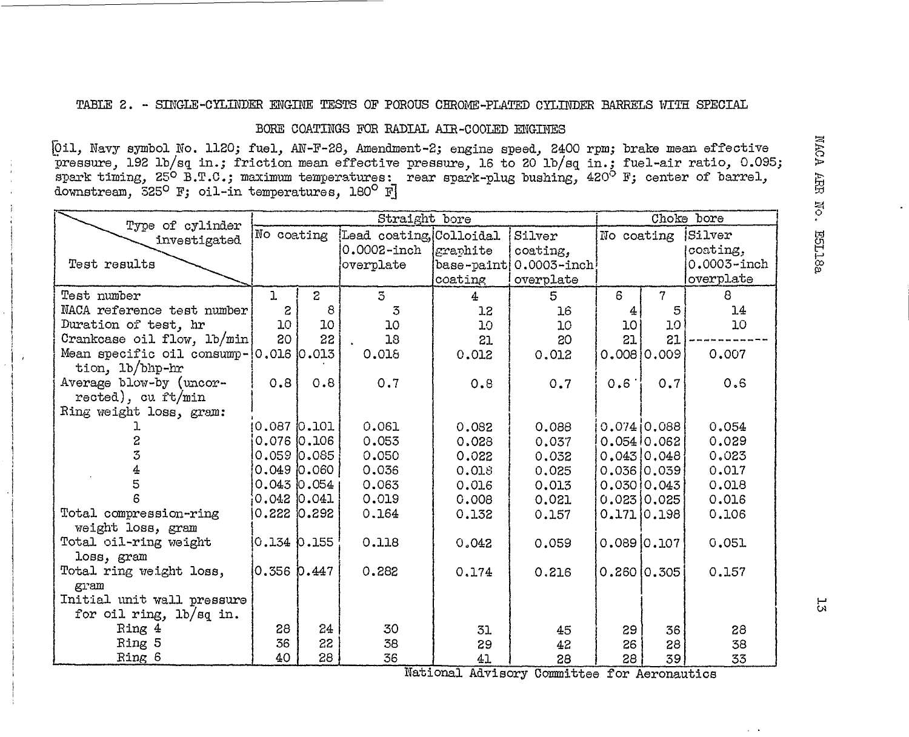TABLE 2. - SINGLE-CYLINDER ENGINE TESTS OF POROUS CHROME-PLATED CYLINDER BARRELS WITH SPECIAL BORE COATINGS FOR RADIAL AIR-COOLED ENGINES

[Oil, Navy symbol No. 1120; fuel, AN-F-28, Amendment-2; engine speed, 2400 rpm; brake mean effective pressure, 192 lb/sq in.; friction mean effective pressure, 16 to 20 lb/sq in.; fuel-air ratio, 0.095; spark timing, 25° B.T.C.; maximum temperatures: rear spark-plug bushing, 420° F; center of barrel, downstream, 325° F; oil-in temperatures, 180° F]

| Type of cylinder investigated / Test results | Straight bore | | | | | Choke bore | | |
|---|---|---|---|---|---|---|---|---|
| | No coating | | Lead coating, 0.0002-inch overplate | Colloidal graphite base-paint coating | Silver coating, 0.0003-inch overplate | No coating | | Silver coating, 0.0003-inch overplate |
| Test number | 1 | 2 | 3 | 4 | 5 | 6 | 7 | 8 |
| NACA reference test number | 2 | 8 | 3 | 12 | 16 | 4 | 5 | 14 |
| Duration of test, hr | 10 | 10 | 10 | 10 | 10 | 10 | 10 | 10 |
| Crankcase oil flow, lb/min | 20 | 22 | 18 | 21 | 20 | 21 | 21 | ----------- |
| Mean specific oil consumption, lb/bhp-hr | 0.016 | 0.013 | 0.018 | 0.012 | 0.012 | 0.008 | 0.009 | 0.007 |
| Average blow-by (uncorrected), cu ft/min | 0.8 | 0.8 | 0.7 | 0.8 | 0.7 | 0.6 | 0.7 | 0.6 |
| Ring weight loss, gram: | | | | | | | | |
| 1 | 0.087 | 0.101 | 0.061 | 0.082 | 0.088 | 0.074 | 0.088 | 0.054 |
| 2 | 0.076 | 0.106 | 0.053 | 0.028 | 0.037 | 0.054 | 0.062 | 0.029 |
| 3 | 0.059 | 0.085 | 0.050 | 0.022 | 0.032 | 0.043 | 0.048 | 0.023 |
| 4 | 0.049 | 0.060 | 0.036 | 0.018 | 0.025 | 0.036 | 0.039 | 0.017 |
| 5 | 0.043 | 0.054 | 0.063 | 0.016 | 0.013 | 0.030 | 0.043 | 0.018 |
| 6 | 0.042 | 0.041 | 0.019 | 0.008 | 0.021 | 0.023 | 0.025 | 0.016 |
| Total compression-ring weight loss, gram | 0.222 | 0.292 | 0.164 | 0.132 | 0.157 | 0.171 | 0.198 | 0.106 |
| Total oil-ring weight loss, gram | 0.134 | 0.155 | 0.118 | 0.042 | 0.059 | 0.089 | 0.107 | 0.051 |
| Total ring weight loss, gram | 0.356 | 0.447 | 0.282 | 0.174 | 0.216 | 0.260 | 0.305 | 0.157 |
| Initial unit wall pressure for oil ring, lb/sq in. | | | | | | | | |
| Ring 4 | 28 | 24 | 30 | 31 | 45 | 29 | 36 | 28 |
| Ring 5 | 36 | 22 | 38 | 29 | 42 | 26 | 28 | 38 |
| Ring 6 | 40 | 28 | 36 | 41 | 28 | 28 | 39 | 33 |

National Advisory Committee for Aeronautics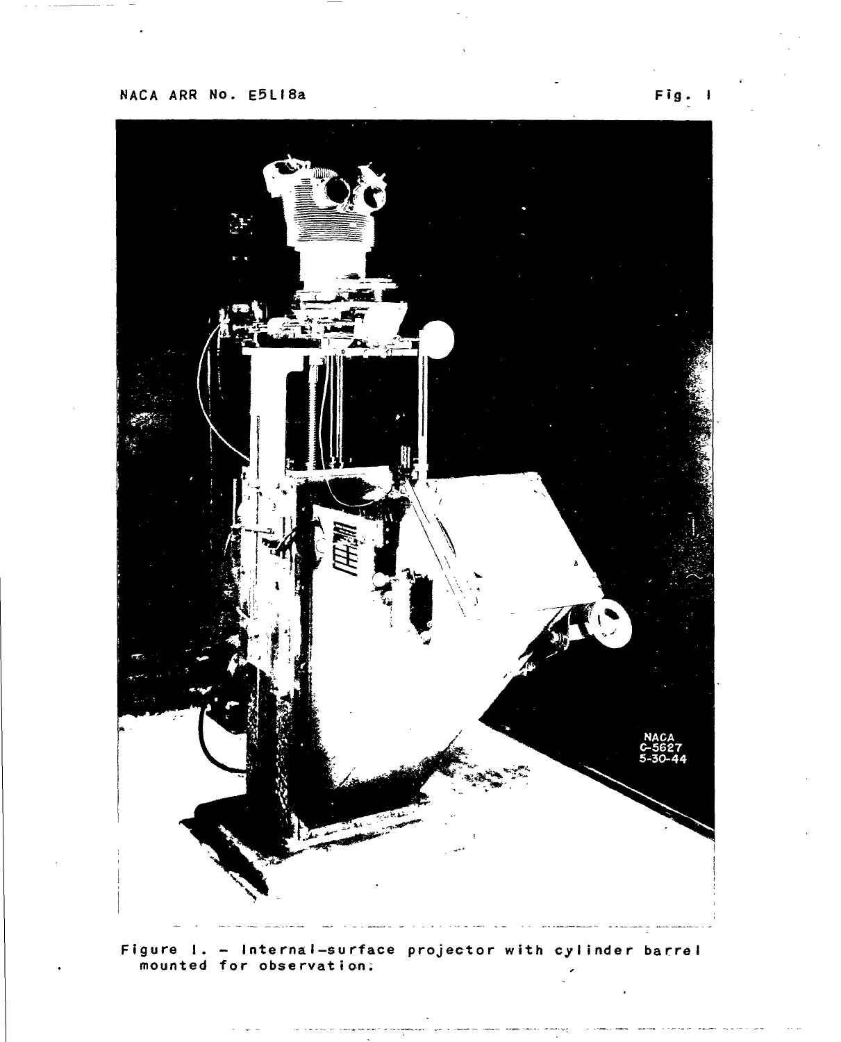Figure 1. - Internal-surface projector with cylinder barrel mounted for observation.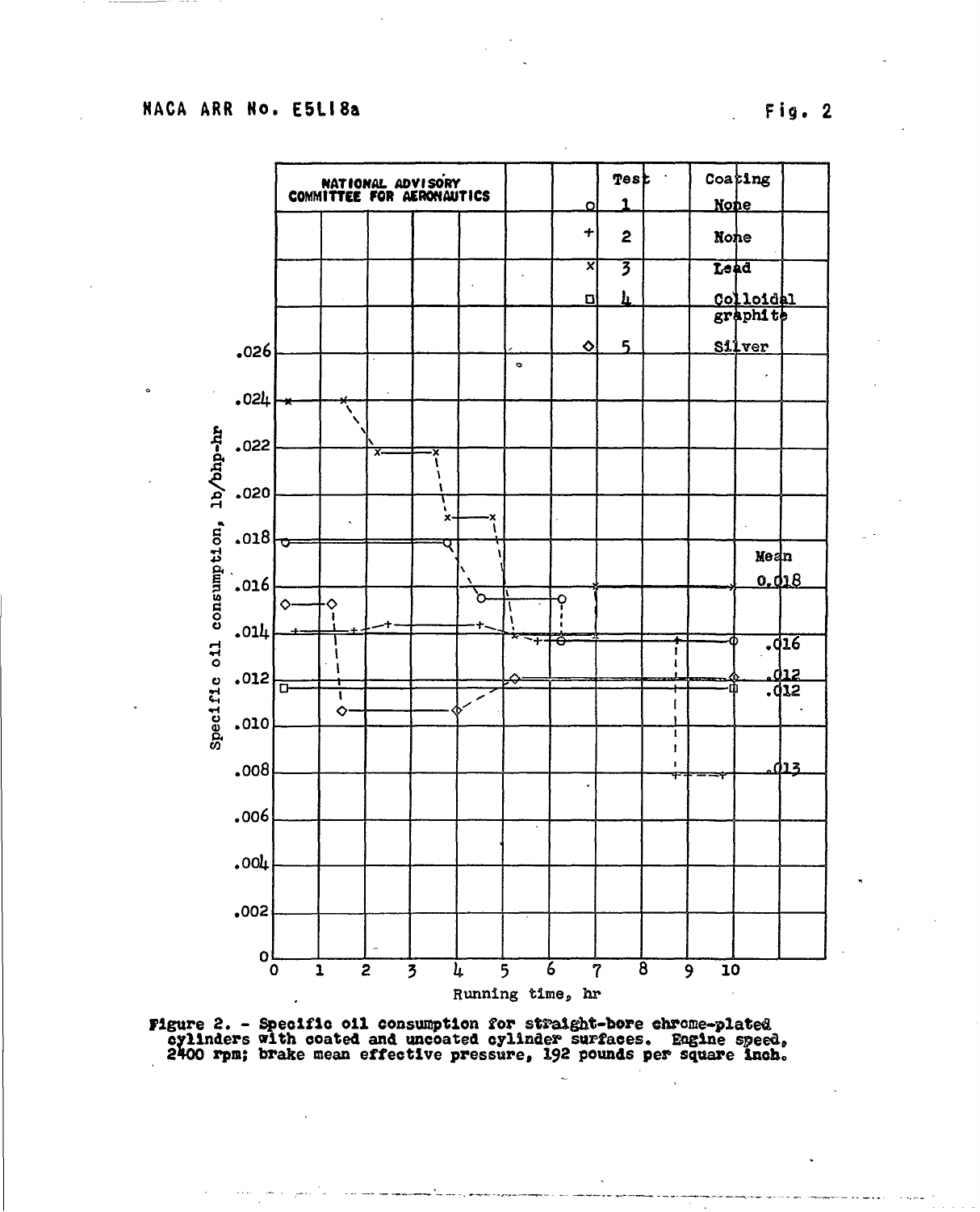| Symbol | Test | Coating |
|---|---|---|
| ○ | 1 | None |
| + | 2 | None |
| × | 3 | Lead |
| □ | 4 | Colloidal graphite |
| ◇ | 5 | Silver |

Figure 2. - Specific oil consumption for straight-bore chrome-plated cylinders with coated and uncoated cylinder surfaces. Engine speed, 2400 rpm; brake mean effective pressure, 192 pounds per square inch.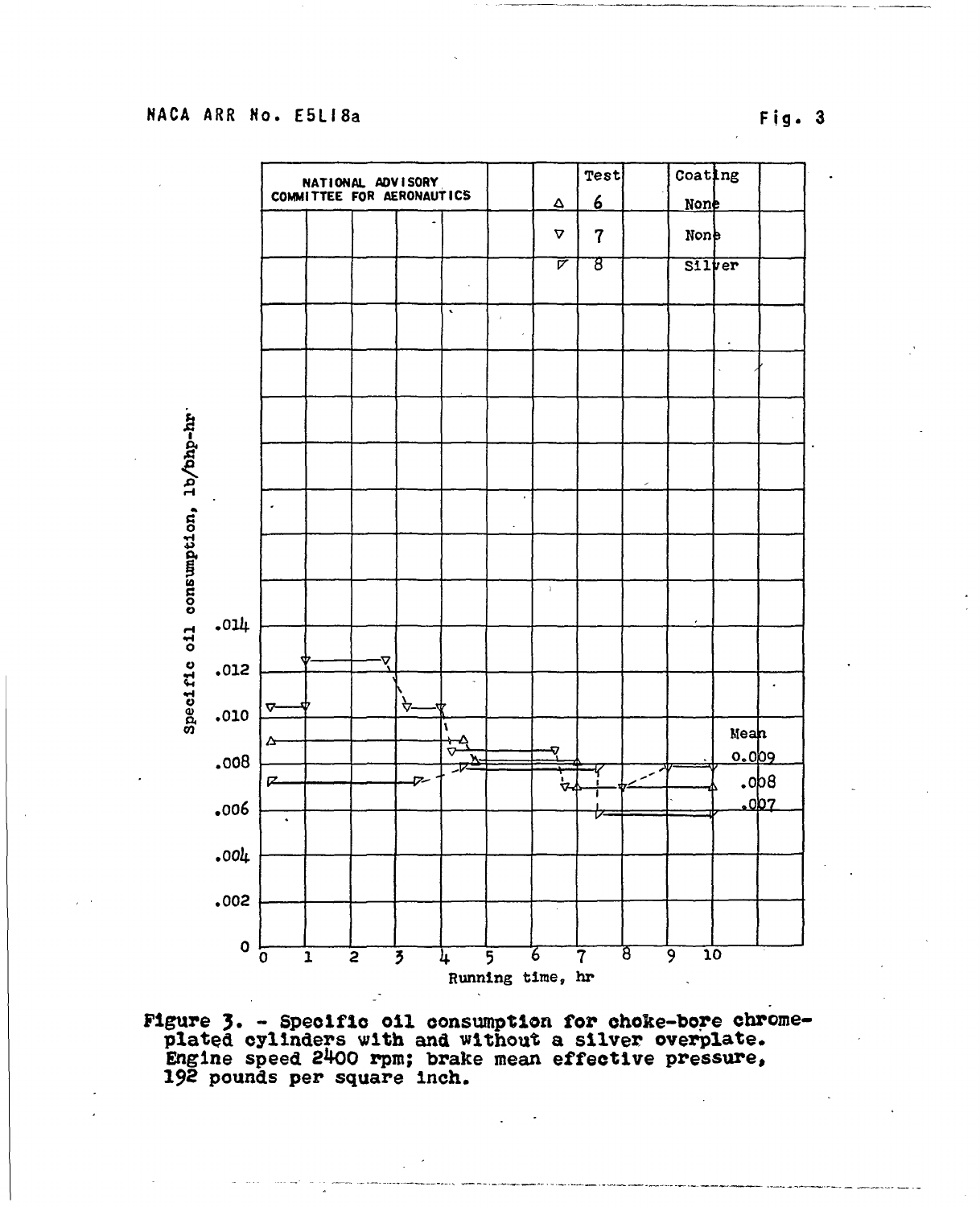Figure 3. - Specific oil consumption for choke-bore chrome-plated cylinders with and without a silver overplate. Engine speed 2400 rpm; brake mean effective pressure, 192 pounds per square inch.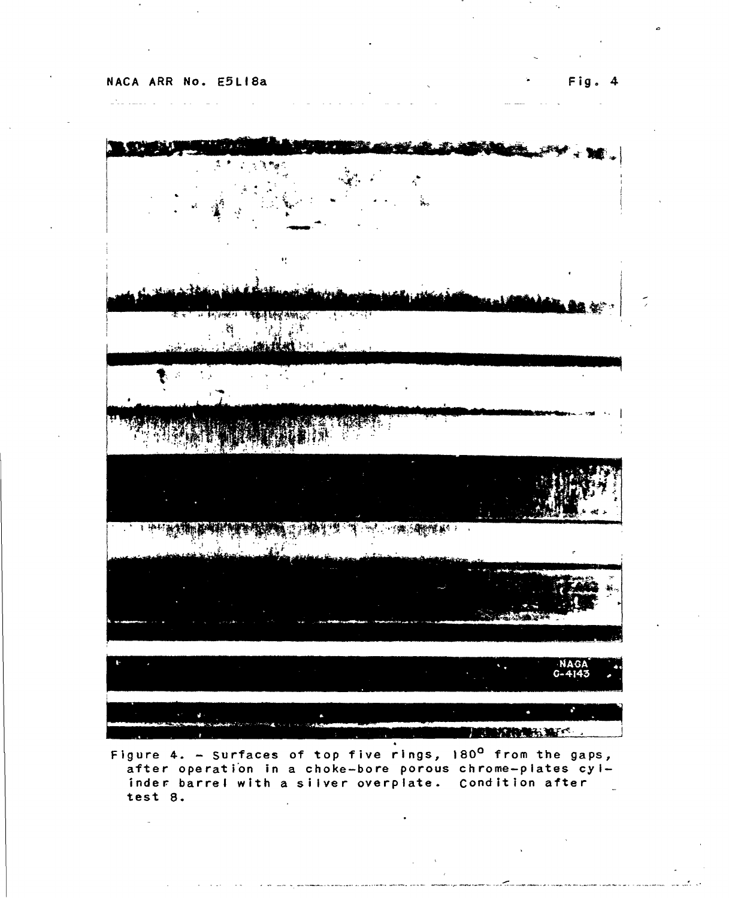Figure 4. - Surfaces of top five rings, 180° from the gaps, after operation in a choke-bore porous chrome-plates cylinder barrel with a silver overplate. Condition after test 8.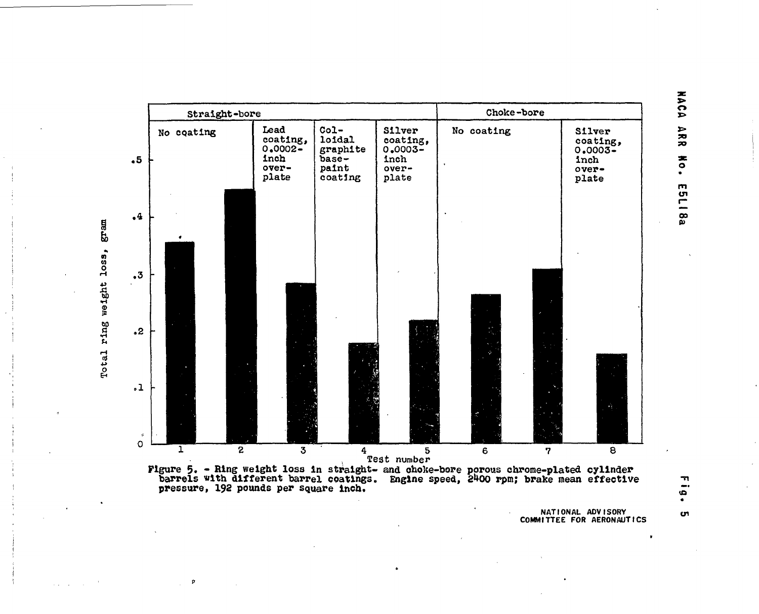| | Straight-bore | | | | Choke-bore | | |
|---|---|---|---|---|---|---|---|
| | No coating | | Lead coating, 0.0002-inch over-plate | Colloidal graphite base-paint coating | Silver coating, 0.0003-inch over-plate | No coating | | Silver coating, 0.0003-inch over-plate |

Total ring weight loss, gram (axis: 0, .1, .2, .3, .4, .5)

Test number (1, 2, 3, 4, 5, 6, 7, 8)

Figure 5. - Ring weight loss in straight- and choke-bore porous chrome-plated cylinder barrels with different barrel coatings. Engine speed, 2400 rpm; brake mean effective pressure, 192 pounds per square inch.

NATIONAL ADVISORY COMMITTEE FOR AERONAUTICS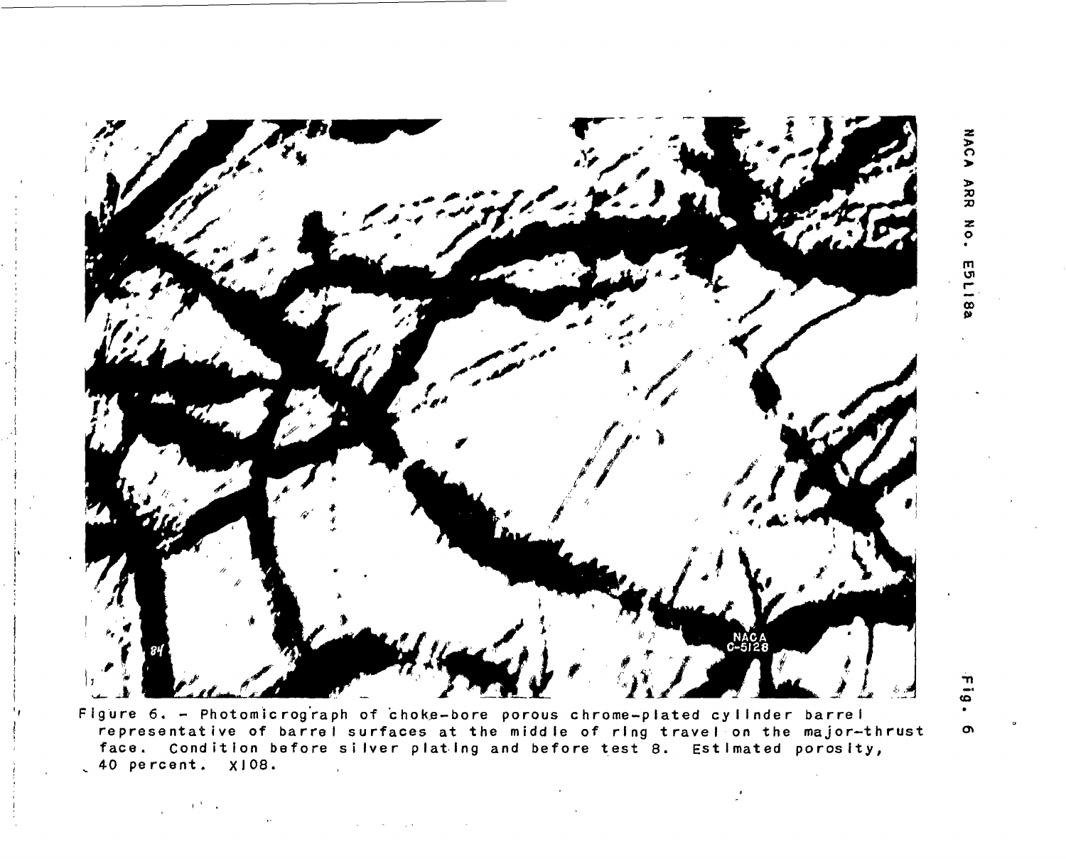Figure 6. - Photomicrograph of choke-bore porous chrome-plated cylinder barrel representative of barrel surfaces at the middle of ring travel on the major-thrust face. Condition before silver plating and before test 8. Estimated porosity, 40 percent. X108.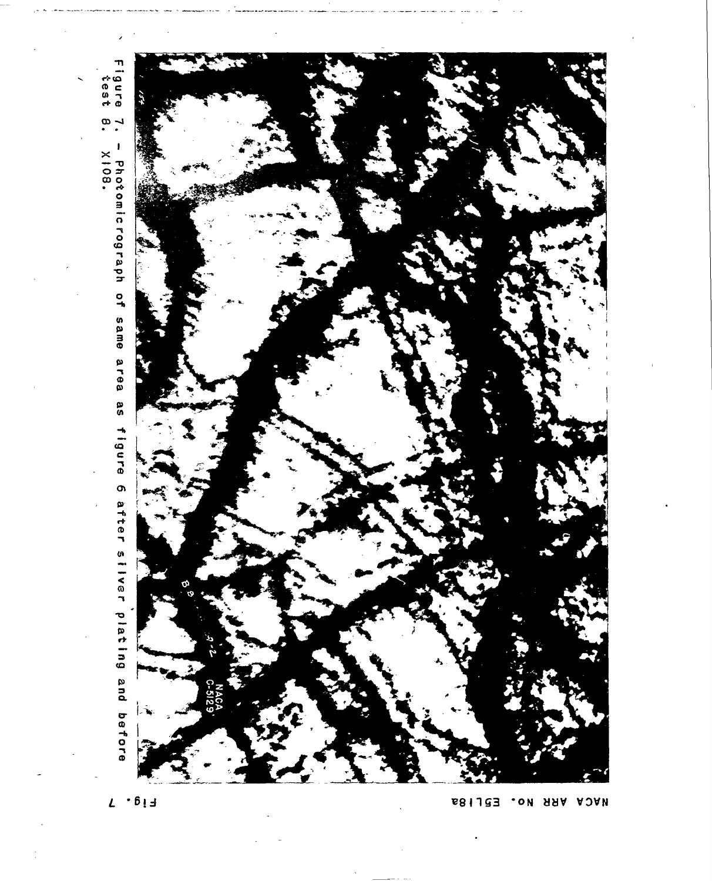Figure 7. – Photomicrograph of same area as figure 6 after silver plating and before test 8. X108.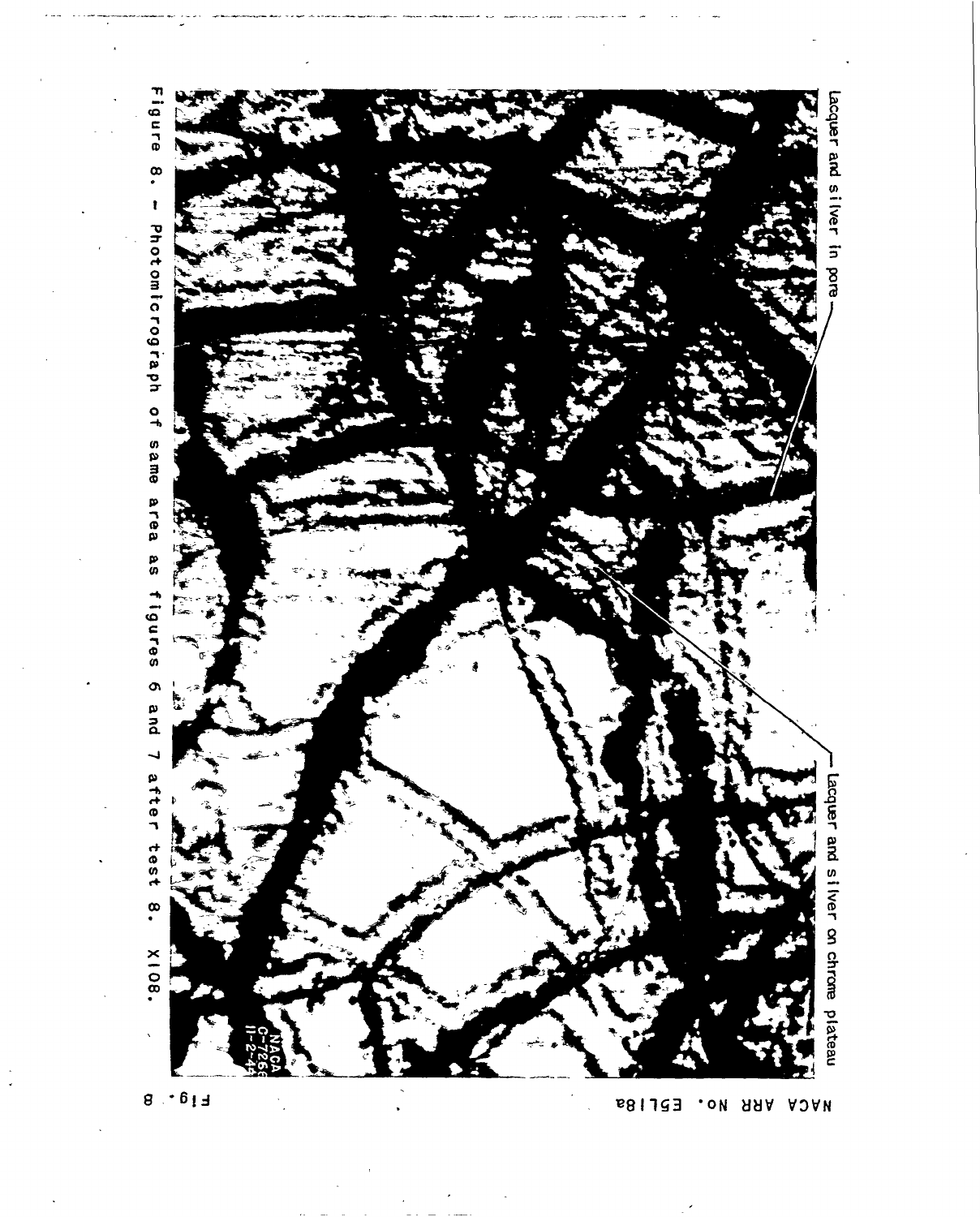Lacquer and silver in pore

Lacquer and silver on chrome plateau

Figure 8. - Photomicrograph of same area as figures 6 and 7 after test 8. X108.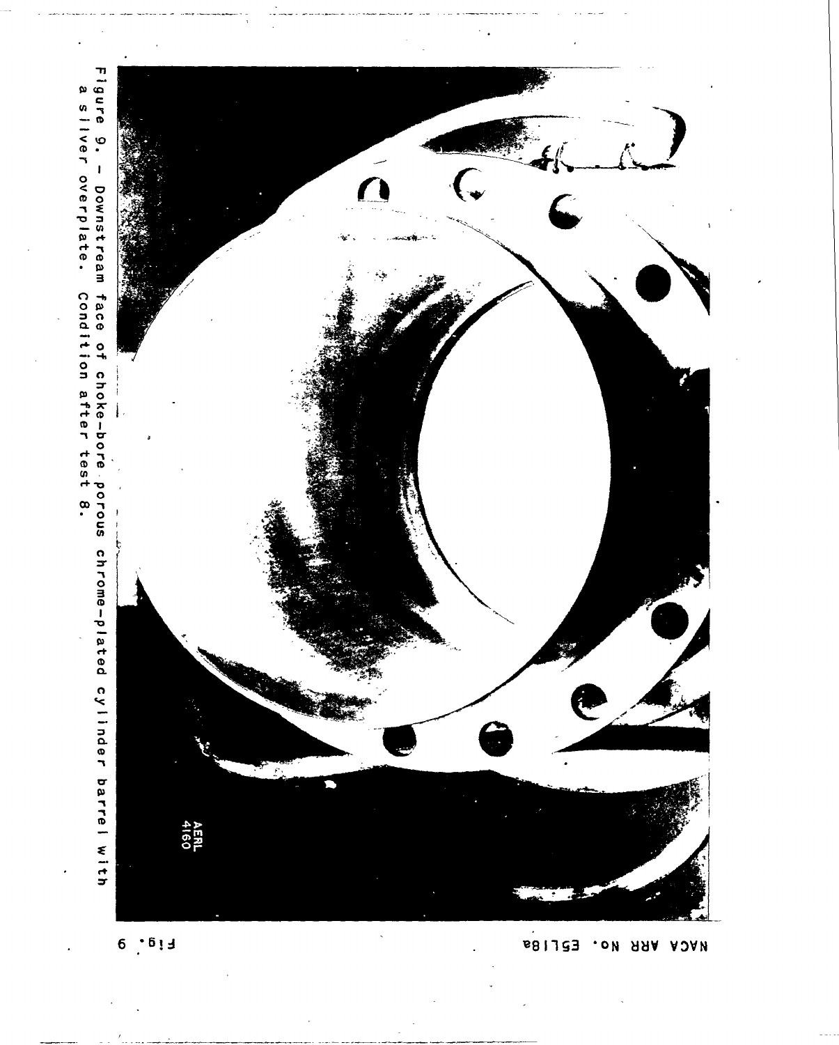Figure 9. - Downstream face of choke-bore porous chrome-plated cylinder barrel with a silver overplate. Condition after test 8.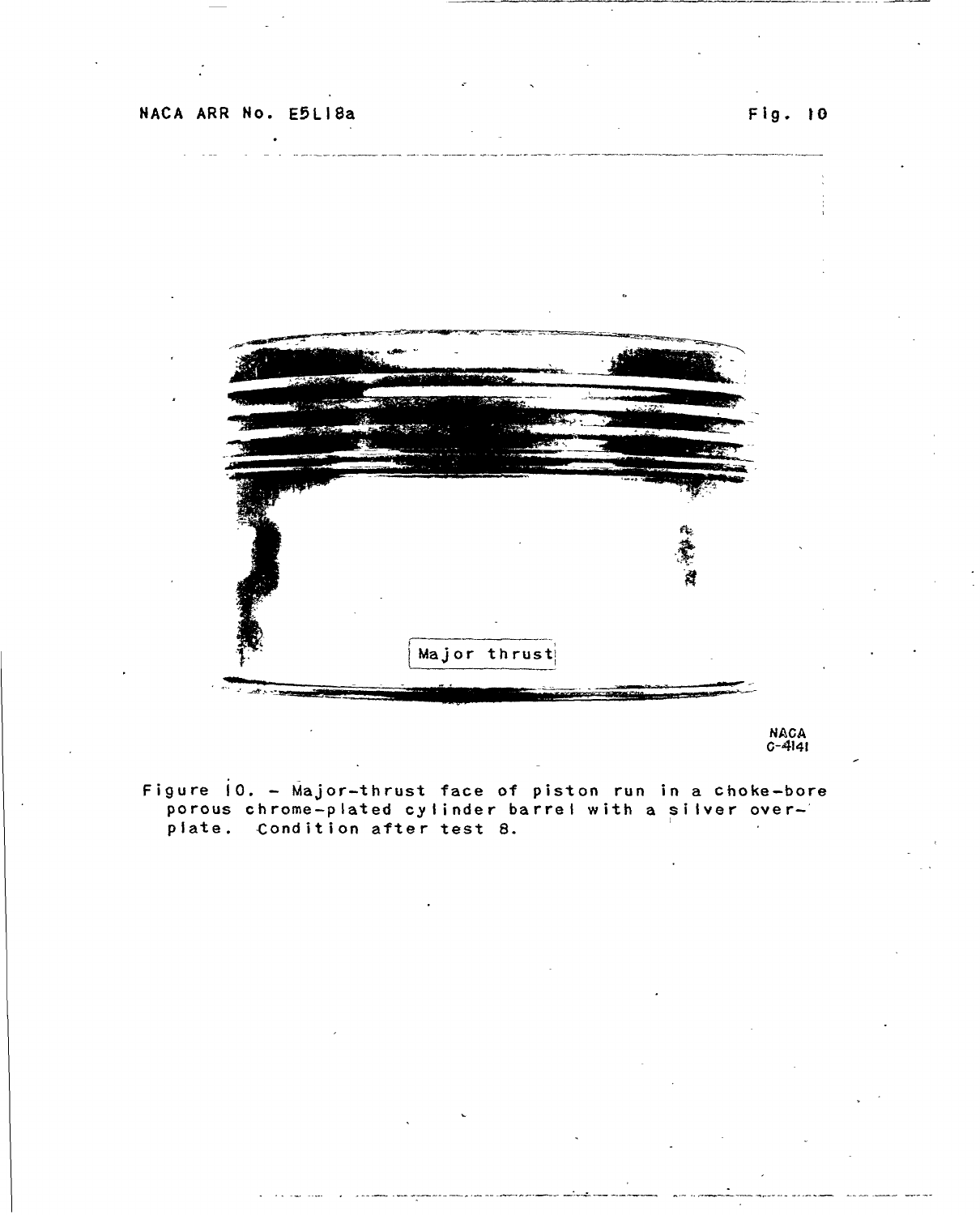Major thrust

NACA C-4141

Figure 10. - Major-thrust face of piston run in a choke-bore porous chrome-plated cylinder barrel with a silver overplate. Condition after test 8.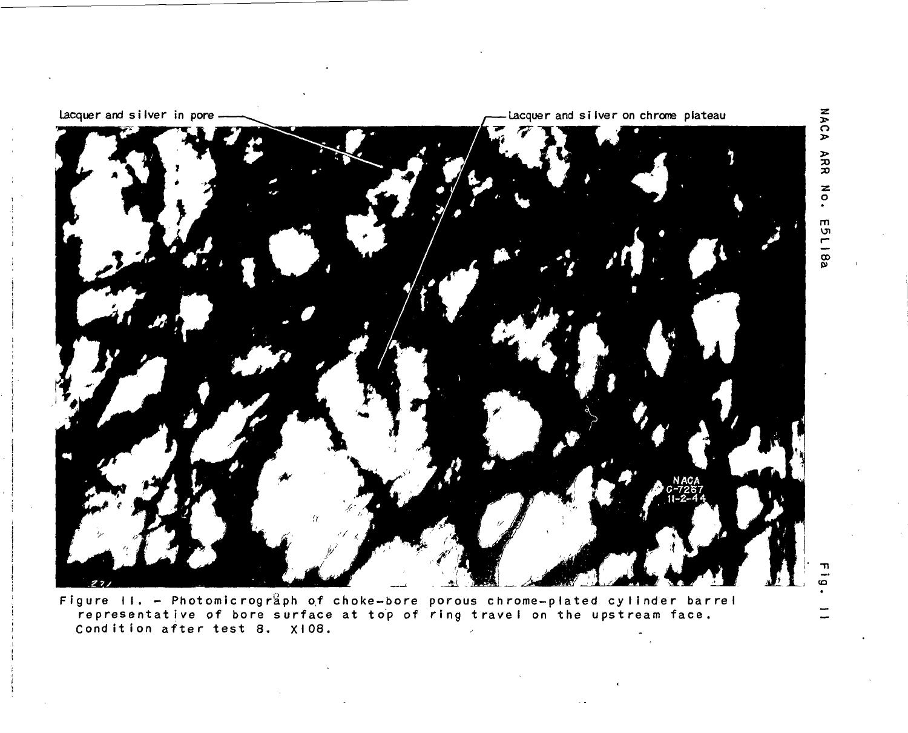Lacquer and silver in pore

Lacquer and silver on chrome plateau

NACA
C-7257
11-2-44

Figure 11. - Photomicrograph of choke-bore porous chrome-plated cylinder barrel representative of bore surface at top of ring travel on the upstream face. Condition after test 8. X108.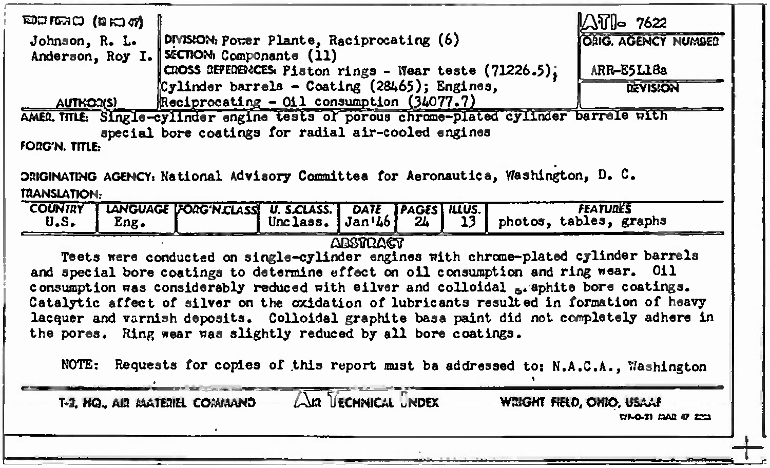RDC FORM (10 MAR 47)

Johnson, R. L.
Anderson, Roy I.

AUTHOR(S)

DIVISION: Power Plants, Reciprocating (6)
SECTION: Components (11)
CROSS REFERENCES: Piston rings - Wear tests (71226.5); Cylinder barrels - Coating (28465); Engines, Reciprocating - Oil consumption (34077.7)

ATI- 7622

ORIG. AGENCY NUMBER

ARR-E5L18a

REVISION

AMER. TITLE: Single-cylinder engine tests of porous chrome-plated cylinder barrels with special bore coatings for radial air-cooled engines

FORG'N. TITLE:

ORIGINATING AGENCY: National Advisory Committee for Aeronautics, Washington, D. C.

TRANSLATION:

| COUNTRY | LANGUAGE | FORG'N.CLASS | U. S.CLASS. | DATE | PAGES | ILLUS. | FEATURES |
|---|---|---|---|---|---|---|---|
| U.S. | Eng. | | Unclass. | Jan'46 | 24 | 13 | photos, tables, graphs |

ABSTRACT

Tests were conducted on single-cylinder engines with chrome-plated cylinder barrels and special bore coatings to determine effect on oil consumption and ring wear. Oil consumption was considerably reduced with silver and colloidal graphite bore coatings. Catalytic affect of silver on the oxidation of lubricants resulted in formation of heavy lacquer and varnish deposits. Colloidal graphite base paint did not completely adhere in the pores. Ring wear was slightly reduced by all bore coatings.

NOTE: Requests for copies of this report must be addressed to: N.A.C.A., Washington

T-2, HQ., AIR MATERIEL COMMAND — AIR TECHNICAL INDEX — WRIGHT FIELD, OHIO, USAAF

WF-O-21 MAR 47